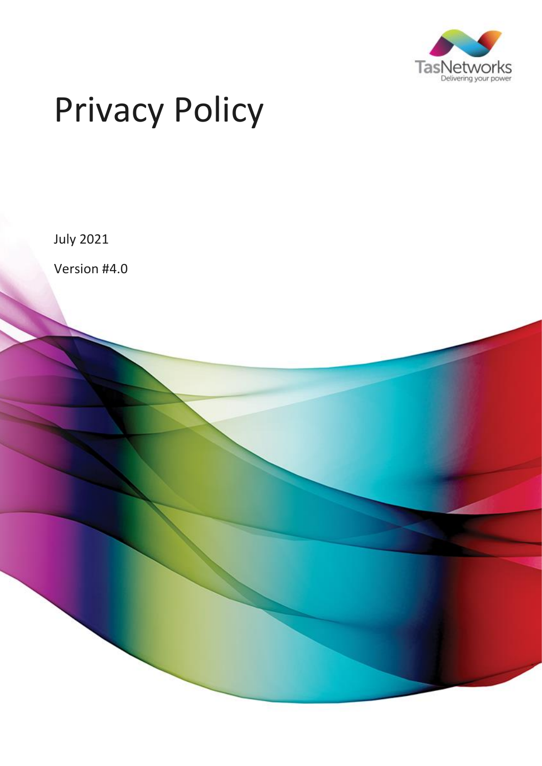TasNetworks

Delivering your power

# Privacy Policy

July 2021

Version #4.0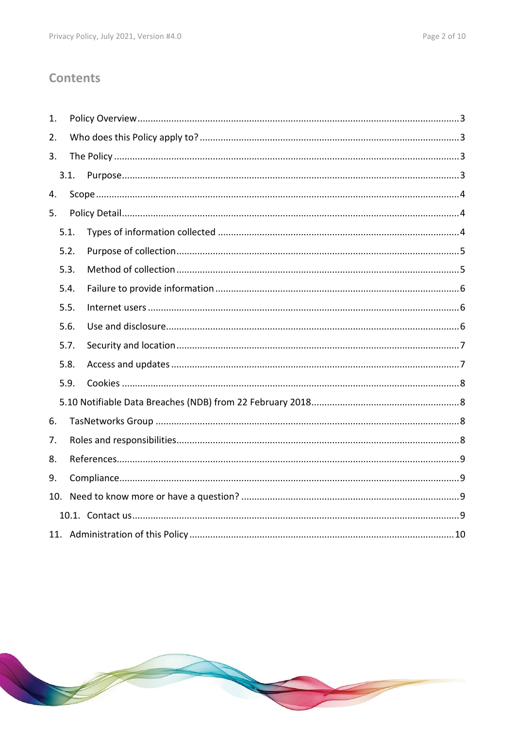## Contents

1. Policy Overview ... 3
2. Who does this Policy apply to? ... 3
3. The Policy ... 3
   - 3.1. Purpose ... 3
4. Scope ... 4
5. Policy Detail ... 4
   - 5.1. Types of information collected ... 4
   - 5.2. Purpose of collection ... 5
   - 5.3. Method of collection ... 5
   - 5.4. Failure to provide information ... 6
   - 5.5. Internet users ... 6
   - 5.6. Use and disclosure ... 6
   - 5.7. Security and location ... 7
   - 5.8. Access and updates ... 7
   - 5.9. Cookies ... 8
   - 5.10 Notifiable Data Breaches (NDB) from 22 February 2018 ... 8
6. TasNetworks Group ... 8
7. Roles and responsibilities ... 8
8. References ... 9
9. Compliance ... 9
10. Need to know more or have a question? ... 9
    - 10.1. Contact us ... 9
11. Administration of this Policy ... 10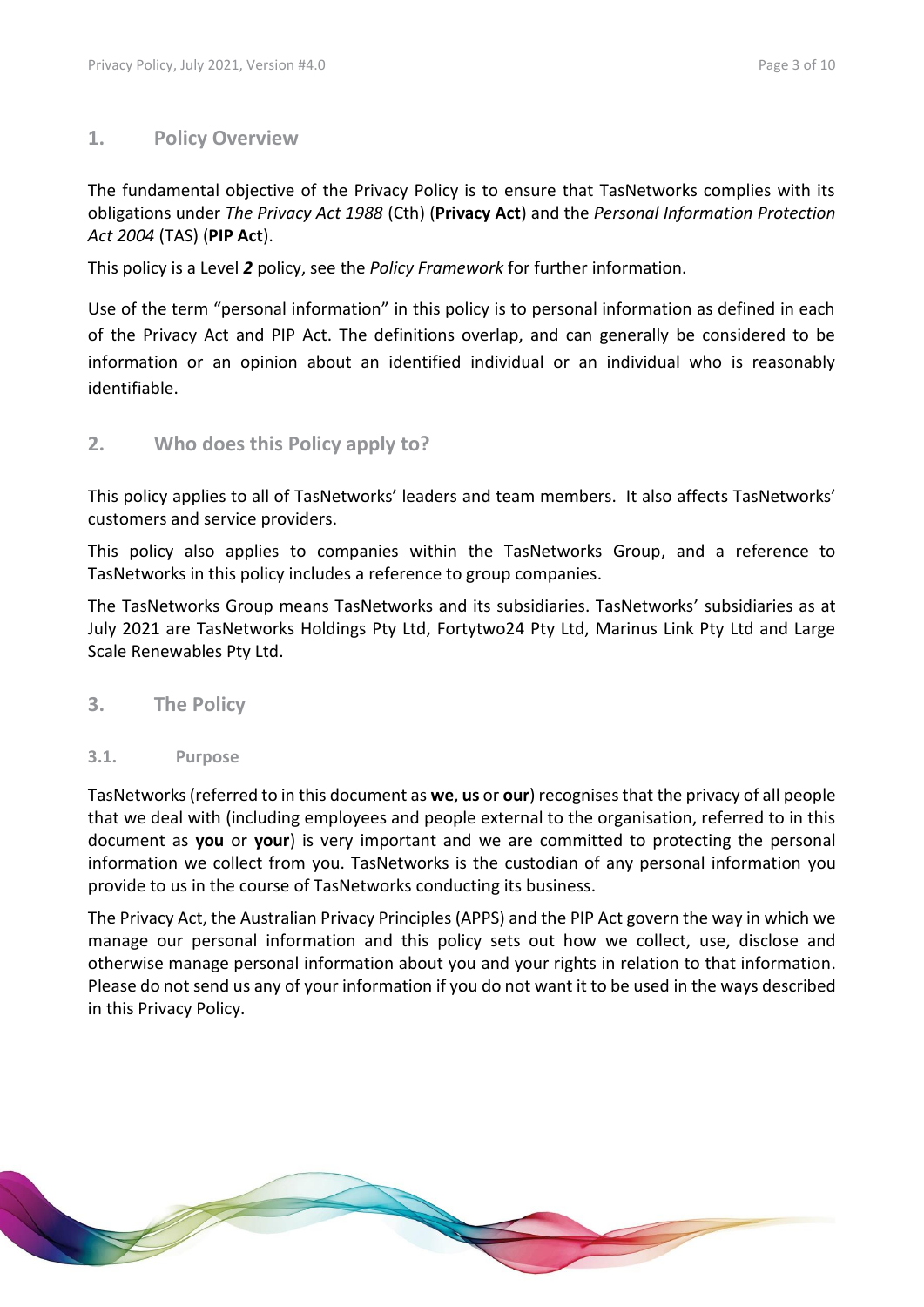## 1. Policy Overview

The fundamental objective of the Privacy Policy is to ensure that TasNetworks complies with its obligations under *The Privacy Act 1988* (Cth) (**Privacy Act**) and the *Personal Information Protection Act 2004* (TAS) (**PIP Act**).

This policy is a Level ***2*** policy, see the *Policy Framework* for further information.

Use of the term "personal information" in this policy is to personal information as defined in each of the Privacy Act and PIP Act. The definitions overlap, and can generally be considered to be information or an opinion about an identified individual or an individual who is reasonably identifiable.

## 2. Who does this Policy apply to?

This policy applies to all of TasNetworks' leaders and team members. It also affects TasNetworks' customers and service providers.

This policy also applies to companies within the TasNetworks Group, and a reference to TasNetworks in this policy includes a reference to group companies.

The TasNetworks Group means TasNetworks and its subsidiaries. TasNetworks' subsidiaries as at July 2021 are TasNetworks Holdings Pty Ltd, Fortytwo24 Pty Ltd, Marinus Link Pty Ltd and Large Scale Renewables Pty Ltd.

## 3. The Policy

### 3.1. Purpose

TasNetworks (referred to in this document as **we**, **us** or **our**) recognises that the privacy of all people that we deal with (including employees and people external to the organisation, referred to in this document as **you** or **your**) is very important and we are committed to protecting the personal information we collect from you. TasNetworks is the custodian of any personal information you provide to us in the course of TasNetworks conducting its business.

The Privacy Act, the Australian Privacy Principles (APPS) and the PIP Act govern the way in which we manage our personal information and this policy sets out how we collect, use, disclose and otherwise manage personal information about you and your rights in relation to that information. Please do not send us any of your information if you do not want it to be used in the ways described in this Privacy Policy.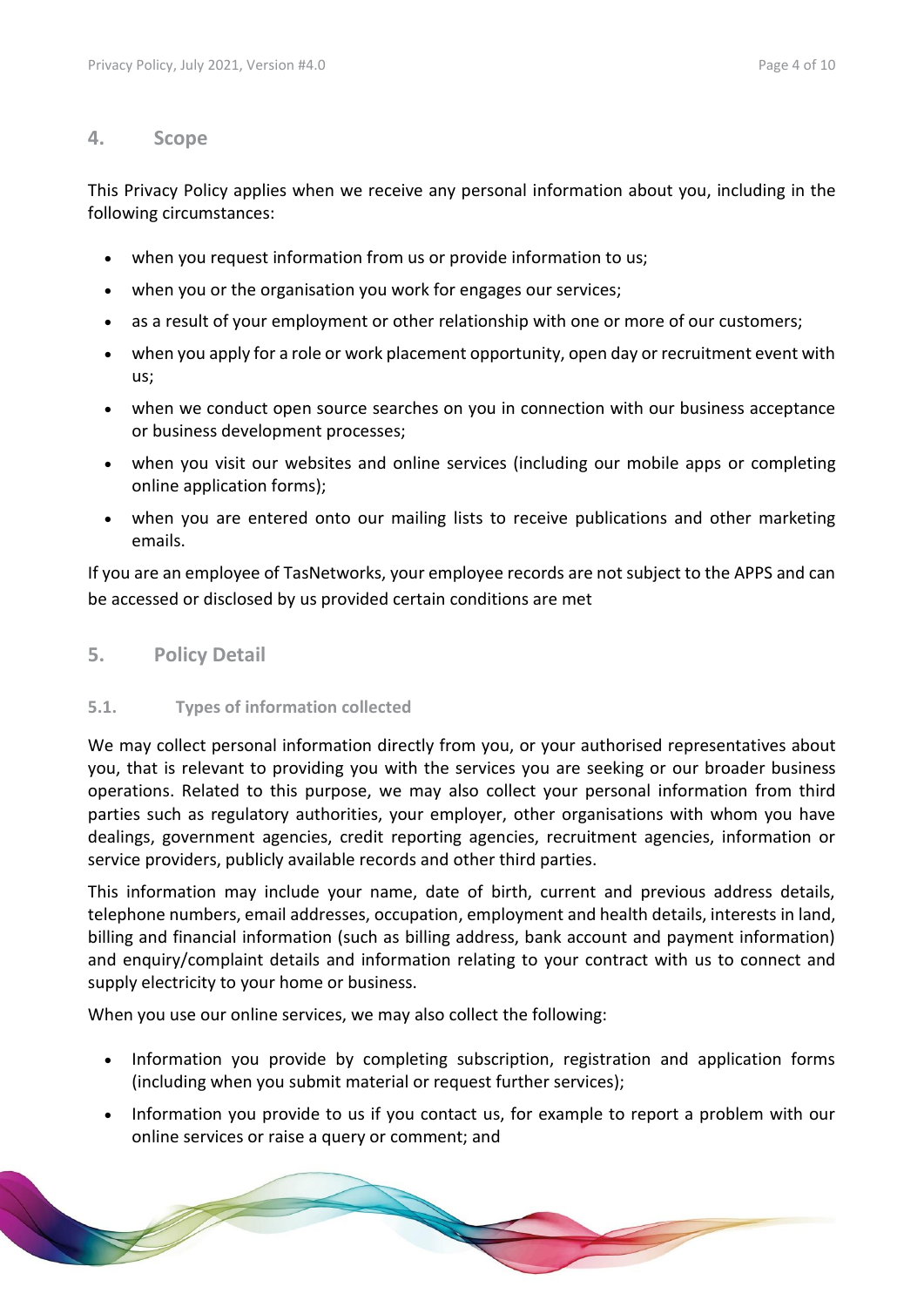## 4. Scope

This Privacy Policy applies when we receive any personal information about you, including in the following circumstances:

- when you request information from us or provide information to us;
- when you or the organisation you work for engages our services;
- as a result of your employment or other relationship with one or more of our customers;
- when you apply for a role or work placement opportunity, open day or recruitment event with us;
- when we conduct open source searches on you in connection with our business acceptance or business development processes;
- when you visit our websites and online services (including our mobile apps or completing online application forms);
- when you are entered onto our mailing lists to receive publications and other marketing emails.

If you are an employee of TasNetworks, your employee records are not subject to the APPS and can be accessed or disclosed by us provided certain conditions are met

## 5. Policy Detail

### 5.1. Types of information collected

We may collect personal information directly from you, or your authorised representatives about you, that is relevant to providing you with the services you are seeking or our broader business operations. Related to this purpose, we may also collect your personal information from third parties such as regulatory authorities, your employer, other organisations with whom you have dealings, government agencies, credit reporting agencies, recruitment agencies, information or service providers, publicly available records and other third parties.

This information may include your name, date of birth, current and previous address details, telephone numbers, email addresses, occupation, employment and health details, interests in land, billing and financial information (such as billing address, bank account and payment information) and enquiry/complaint details and information relating to your contract with us to connect and supply electricity to your home or business.

When you use our online services, we may also collect the following:

- Information you provide by completing subscription, registration and application forms (including when you submit material or request further services);
- Information you provide to us if you contact us, for example to report a problem with our online services or raise a query or comment; and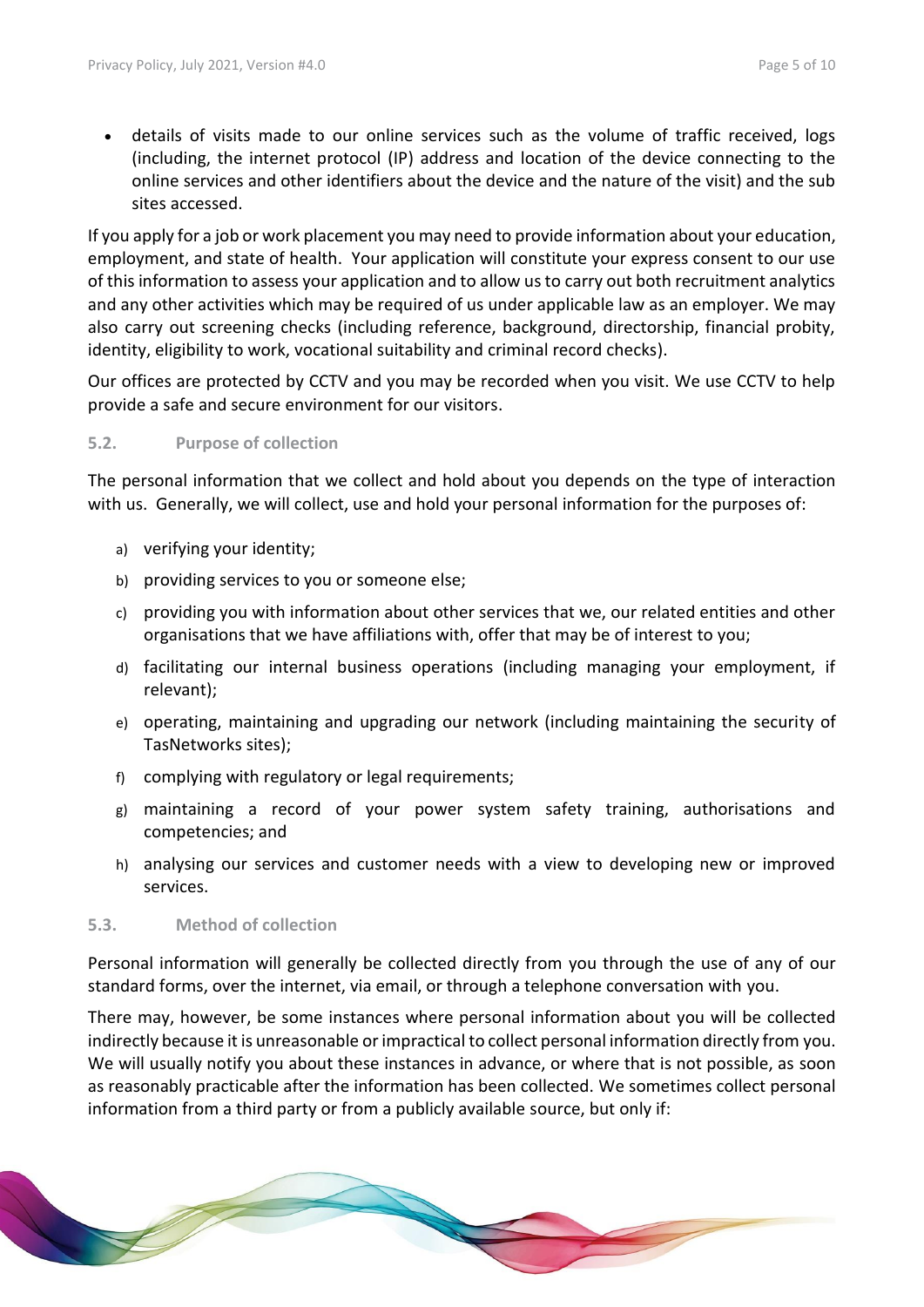- details of visits made to our online services such as the volume of traffic received, logs (including, the internet protocol (IP) address and location of the device connecting to the online services and other identifiers about the device and the nature of the visit) and the sub sites accessed.

If you apply for a job or work placement you may need to provide information about your education, employment, and state of health. Your application will constitute your express consent to our use of this information to assess your application and to allow us to carry out both recruitment analytics and any other activities which may be required of us under applicable law as an employer. We may also carry out screening checks (including reference, background, directorship, financial probity, identity, eligibility to work, vocational suitability and criminal record checks).

Our offices are protected by CCTV and you may be recorded when you visit. We use CCTV to help provide a safe and secure environment for our visitors.

### 5.2. Purpose of collection

The personal information that we collect and hold about you depends on the type of interaction with us. Generally, we will collect, use and hold your personal information for the purposes of:

a) verifying your identity;

b) providing services to you or someone else;

c) providing you with information about other services that we, our related entities and other organisations that we have affiliations with, offer that may be of interest to you;

d) facilitating our internal business operations (including managing your employment, if relevant);

e) operating, maintaining and upgrading our network (including maintaining the security of TasNetworks sites);

f) complying with regulatory or legal requirements;

g) maintaining a record of your power system safety training, authorisations and competencies; and

h) analysing our services and customer needs with a view to developing new or improved services.

### 5.3. Method of collection

Personal information will generally be collected directly from you through the use of any of our standard forms, over the internet, via email, or through a telephone conversation with you.

There may, however, be some instances where personal information about you will be collected indirectly because it is unreasonable or impractical to collect personal information directly from you. We will usually notify you about these instances in advance, or where that is not possible, as soon as reasonably practicable after the information has been collected. We sometimes collect personal information from a third party or from a publicly available source, but only if: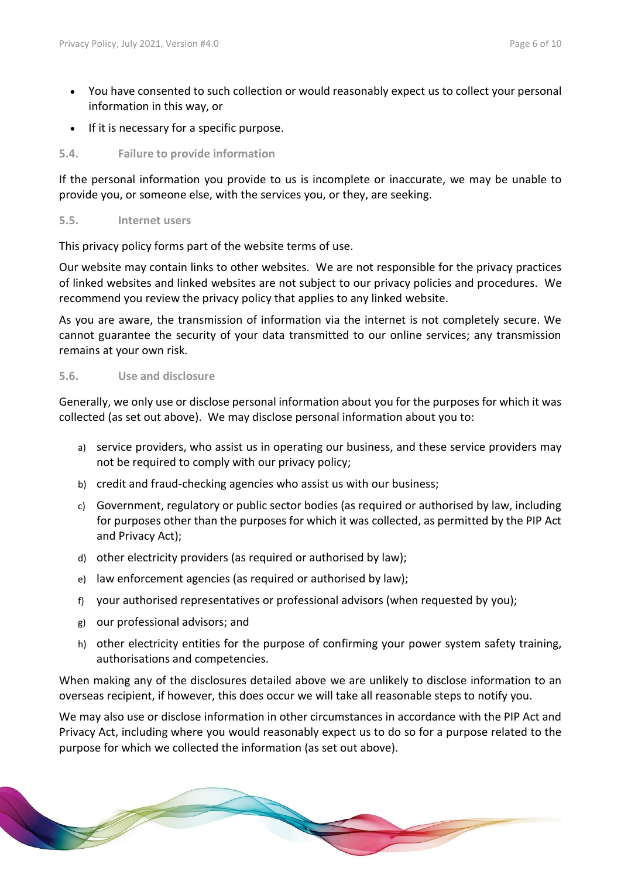- You have consented to such collection or would reasonably expect us to collect your personal information in this way, or
- If it is necessary for a specific purpose.

### 5.4. Failure to provide information

If the personal information you provide to us is incomplete or inaccurate, we may be unable to provide you, or someone else, with the services you, or they, are seeking.

### 5.5. Internet users

This privacy policy forms part of the website terms of use.

Our website may contain links to other websites. We are not responsible for the privacy practices of linked websites and linked websites are not subject to our privacy policies and procedures. We recommend you review the privacy policy that applies to any linked website.

As you are aware, the transmission of information via the internet is not completely secure. We cannot guarantee the security of your data transmitted to our online services; any transmission remains at your own risk.

### 5.6. Use and disclosure

Generally, we only use or disclose personal information about you for the purposes for which it was collected (as set out above). We may disclose personal information about you to:

a) service providers, who assist us in operating our business, and these service providers may not be required to comply with our privacy policy;
b) credit and fraud-checking agencies who assist us with our business;
c) Government, regulatory or public sector bodies (as required or authorised by law, including for purposes other than the purposes for which it was collected, as permitted by the PIP Act and Privacy Act);
d) other electricity providers (as required or authorised by law);
e) law enforcement agencies (as required or authorised by law);
f) your authorised representatives or professional advisors (when requested by you);
g) our professional advisors; and
h) other electricity entities for the purpose of confirming your power system safety training, authorisations and competencies.

When making any of the disclosures detailed above we are unlikely to disclose information to an overseas recipient, if however, this does occur we will take all reasonable steps to notify you.

We may also use or disclose information in other circumstances in accordance with the PIP Act and Privacy Act, including where you would reasonably expect us to do so for a purpose related to the purpose for which we collected the information (as set out above).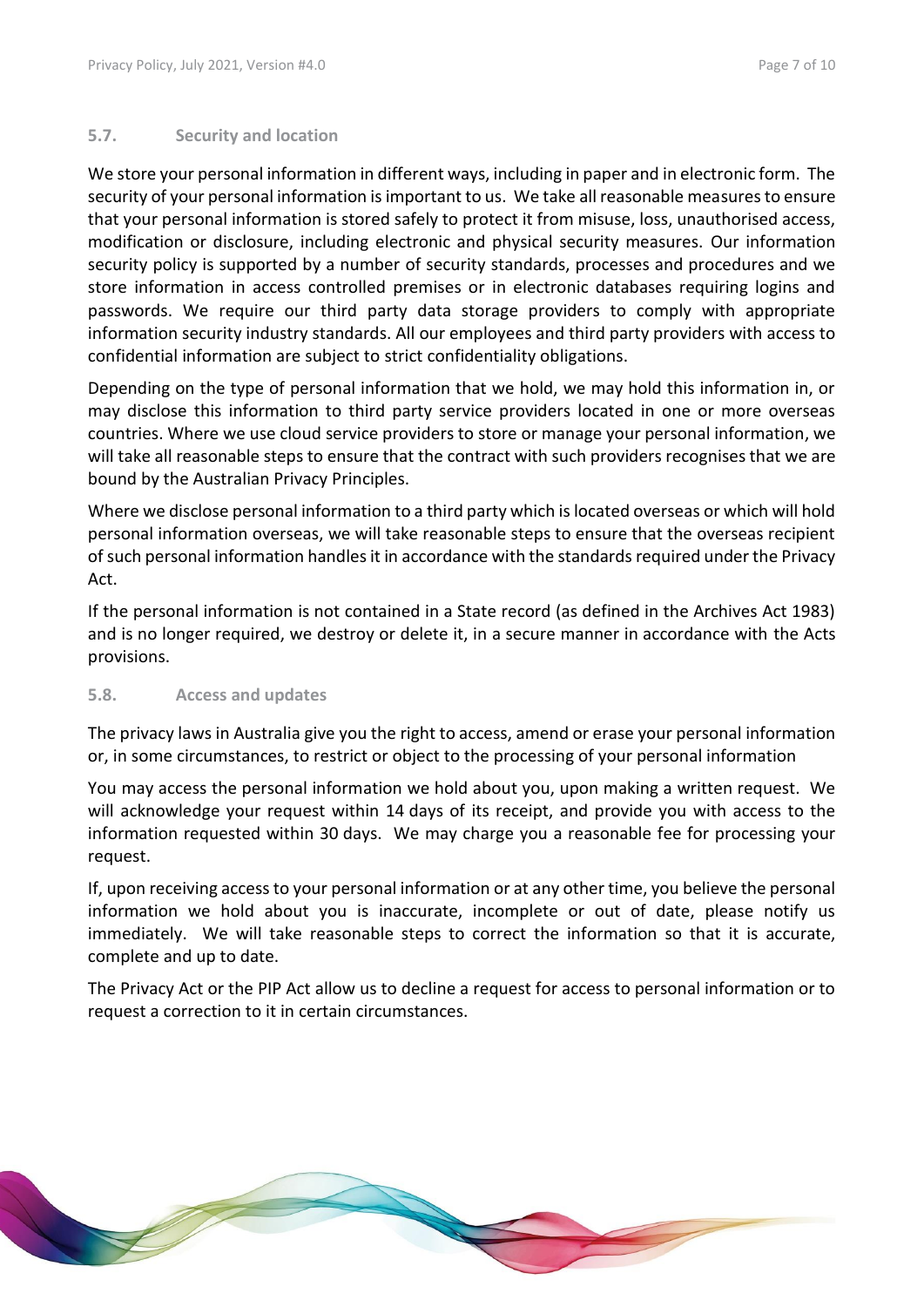### 5.7. Security and location

We store your personal information in different ways, including in paper and in electronic form. The security of your personal information is important to us. We take all reasonable measures to ensure that your personal information is stored safely to protect it from misuse, loss, unauthorised access, modification or disclosure, including electronic and physical security measures. Our information security policy is supported by a number of security standards, processes and procedures and we store information in access controlled premises or in electronic databases requiring logins and passwords. We require our third party data storage providers to comply with appropriate information security industry standards. All our employees and third party providers with access to confidential information are subject to strict confidentiality obligations.

Depending on the type of personal information that we hold, we may hold this information in, or may disclose this information to third party service providers located in one or more overseas countries. Where we use cloud service providers to store or manage your personal information, we will take all reasonable steps to ensure that the contract with such providers recognises that we are bound by the Australian Privacy Principles.

Where we disclose personal information to a third party which is located overseas or which will hold personal information overseas, we will take reasonable steps to ensure that the overseas recipient of such personal information handles it in accordance with the standards required under the Privacy Act.

If the personal information is not contained in a State record (as defined in the Archives Act 1983) and is no longer required, we destroy or delete it, in a secure manner in accordance with the Acts provisions.

### 5.8. Access and updates

The privacy laws in Australia give you the right to access, amend or erase your personal information or, in some circumstances, to restrict or object to the processing of your personal information

You may access the personal information we hold about you, upon making a written request. We will acknowledge your request within 14 days of its receipt, and provide you with access to the information requested within 30 days. We may charge you a reasonable fee for processing your request.

If, upon receiving access to your personal information or at any other time, you believe the personal information we hold about you is inaccurate, incomplete or out of date, please notify us immediately. We will take reasonable steps to correct the information so that it is accurate, complete and up to date.

The Privacy Act or the PIP Act allow us to decline a request for access to personal information or to request a correction to it in certain circumstances.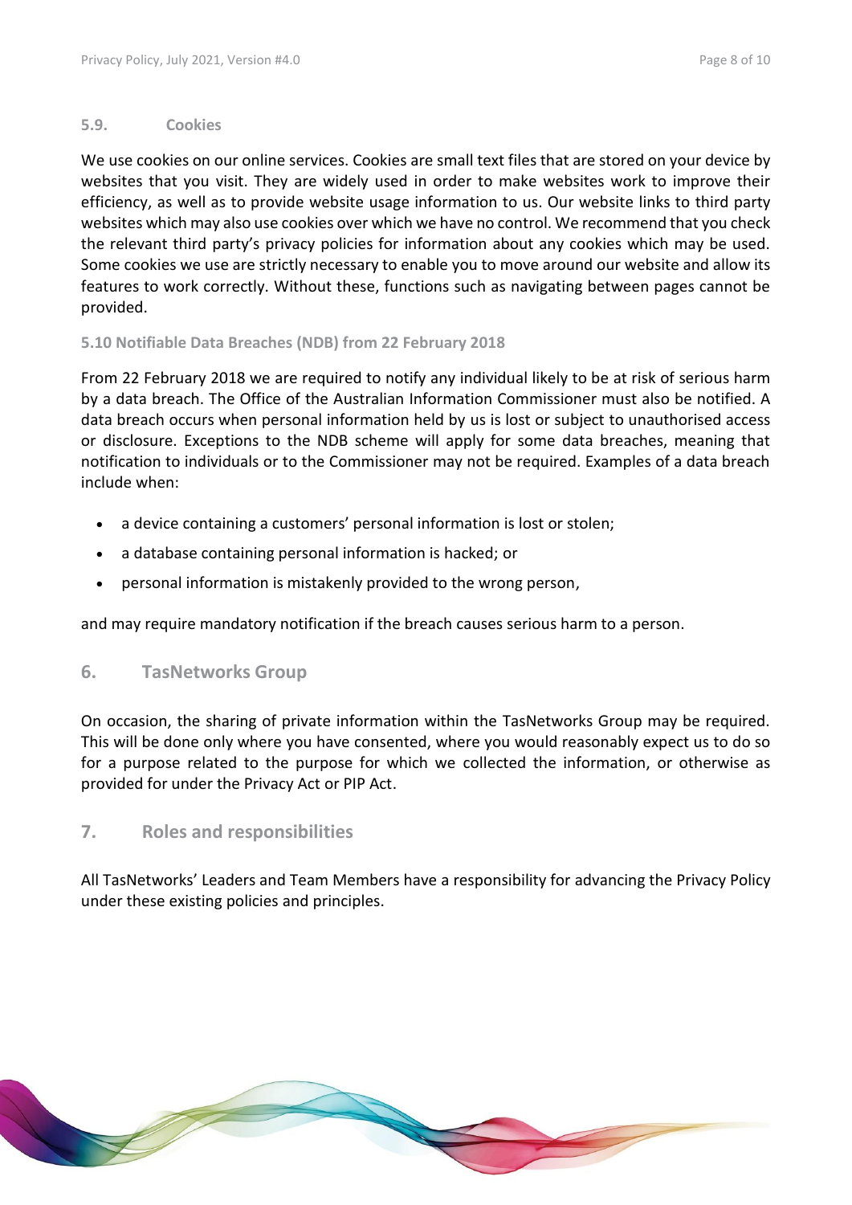### 5.9. Cookies

We use cookies on our online services. Cookies are small text files that are stored on your device by websites that you visit. They are widely used in order to make websites work to improve their efficiency, as well as to provide website usage information to us. Our website links to third party websites which may also use cookies over which we have no control. We recommend that you check the relevant third party's privacy policies for information about any cookies which may be used. Some cookies we use are strictly necessary to enable you to move around our website and allow its features to work correctly. Without these, functions such as navigating between pages cannot be provided.

### 5.10 Notifiable Data Breaches (NDB) from 22 February 2018

From 22 February 2018 we are required to notify any individual likely to be at risk of serious harm by a data breach. The Office of the Australian Information Commissioner must also be notified. A data breach occurs when personal information held by us is lost or subject to unauthorised access or disclosure. Exceptions to the NDB scheme will apply for some data breaches, meaning that notification to individuals or to the Commissioner may not be required. Examples of a data breach include when:

- a device containing a customers' personal information is lost or stolen;
- a database containing personal information is hacked; or
- personal information is mistakenly provided to the wrong person,

and may require mandatory notification if the breach causes serious harm to a person.

## 6. TasNetworks Group

On occasion, the sharing of private information within the TasNetworks Group may be required. This will be done only where you have consented, where you would reasonably expect us to do so for a purpose related to the purpose for which we collected the information, or otherwise as provided for under the Privacy Act or PIP Act.

## 7. Roles and responsibilities

All TasNetworks' Leaders and Team Members have a responsibility for advancing the Privacy Policy under these existing policies and principles.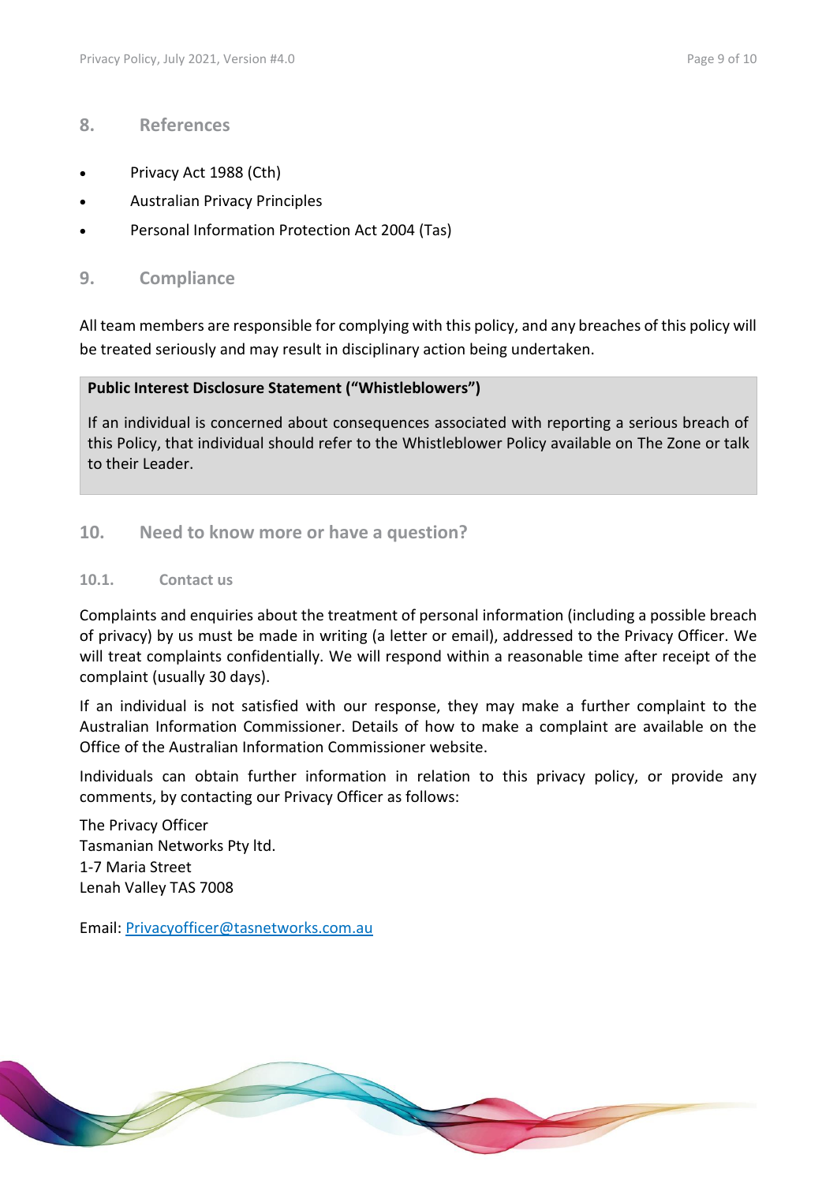## 8. References

- Privacy Act 1988 (Cth)
- Australian Privacy Principles
- Personal Information Protection Act 2004 (Tas)

## 9. Compliance

All team members are responsible for complying with this policy, and any breaches of this policy will be treated seriously and may result in disciplinary action being undertaken.

**Public Interest Disclosure Statement ("Whistleblowers")**

If an individual is concerned about consequences associated with reporting a serious breach of this Policy, that individual should refer to the Whistleblower Policy available on The Zone or talk to their Leader.

## 10. Need to know more or have a question?

### 10.1. Contact us

Complaints and enquiries about the treatment of personal information (including a possible breach of privacy) by us must be made in writing (a letter or email), addressed to the Privacy Officer. We will treat complaints confidentially. We will respond within a reasonable time after receipt of the complaint (usually 30 days).

If an individual is not satisfied with our response, they may make a further complaint to the Australian Information Commissioner. Details of how to make a complaint are available on the Office of the Australian Information Commissioner website.

Individuals can obtain further information in relation to this privacy policy, or provide any comments, by contacting our Privacy Officer as follows:

The Privacy Officer
Tasmanian Networks Pty ltd.
1-7 Maria Street
Lenah Valley TAS 7008

Email: Privacyofficer@tasnetworks.com.au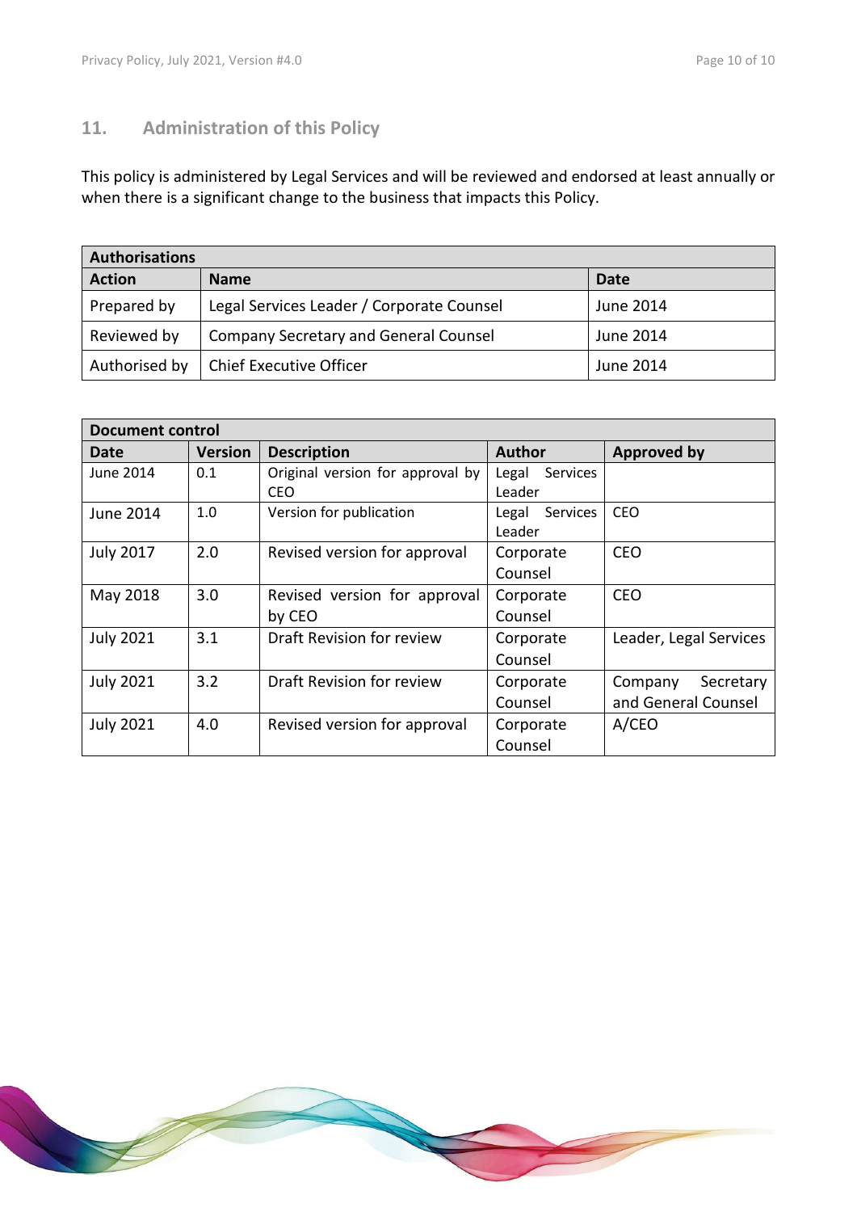## 11. Administration of this Policy

This policy is administered by Legal Services and will be reviewed and endorsed at least annually or when there is a significant change to the business that impacts this Policy.

| **Authorisations** | | |
|---|---|---|
| **Action** | **Name** | **Date** |
| Prepared by | Legal Services Leader / Corporate Counsel | June 2014 |
| Reviewed by | Company Secretary and General Counsel | June 2014 |
| Authorised by | Chief Executive Officer | June 2014 |

| **Document control** | | | | |
|---|---|---|---|---|
| **Date** | **Version** | **Description** | **Author** | **Approved by** |
| June 2014 | 0.1 | Original version for approval by CEO | Legal Services Leader | |
| June 2014 | 1.0 | Version for publication | Legal Services Leader | CEO |
| July 2017 | 2.0 | Revised version for approval | Corporate Counsel | CEO |
| May 2018 | 3.0 | Revised version for approval by CEO | Corporate Counsel | CEO |
| July 2021 | 3.1 | Draft Revision for review | Corporate Counsel | Leader, Legal Services |
| July 2021 | 3.2 | Draft Revision for review | Corporate Counsel | Company Secretary and General Counsel |
| July 2021 | 4.0 | Revised version for approval | Corporate Counsel | A/CEO |